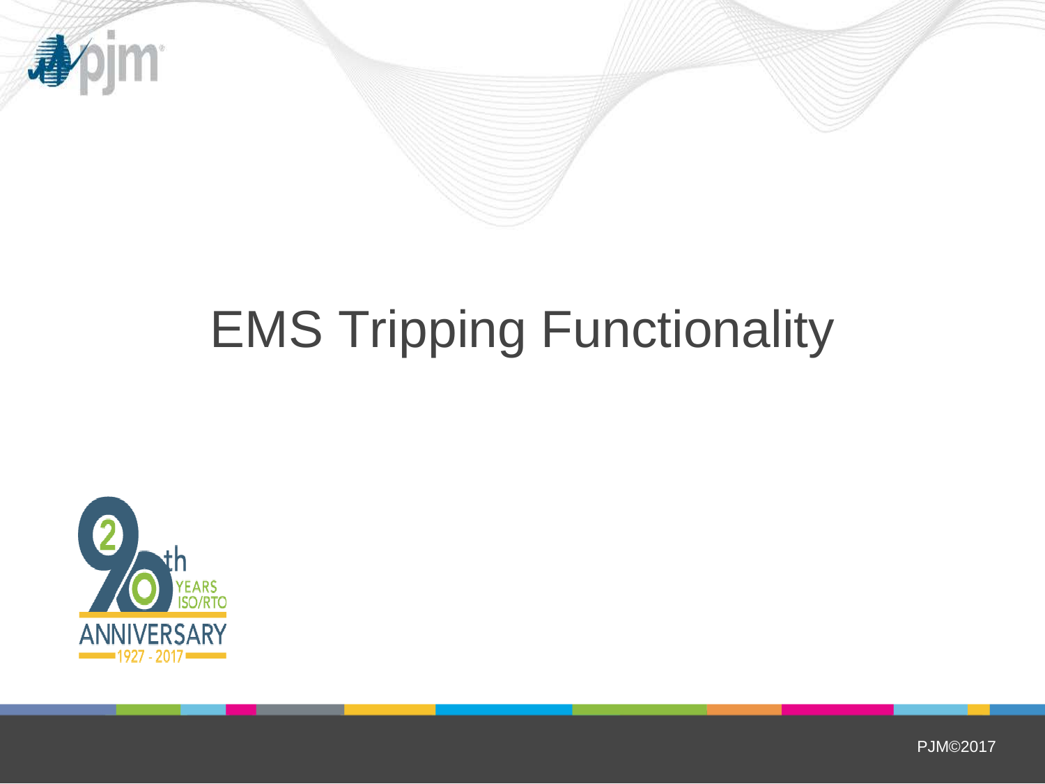# EMS Tripping Functionality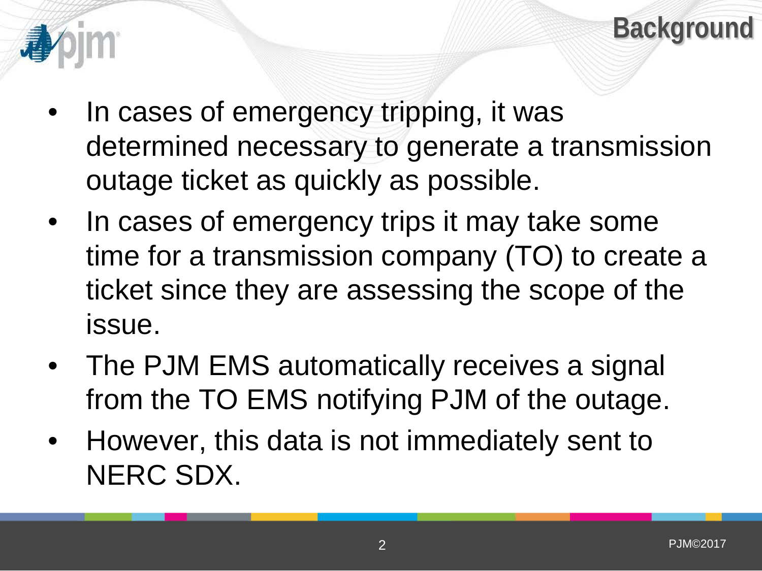# Background

- In cases of emergency tripping, it was determined necessary to generate a transmission outage ticket as quickly as possible.
- In cases of emergency trips it may take some time for a transmission company (TO) to create a ticket since they are assessing the scope of the issue.
- The PJM EMS automatically receives a signal from the TO EMS notifying PJM of the outage.
- However, this data is not immediately sent to NERC SDX.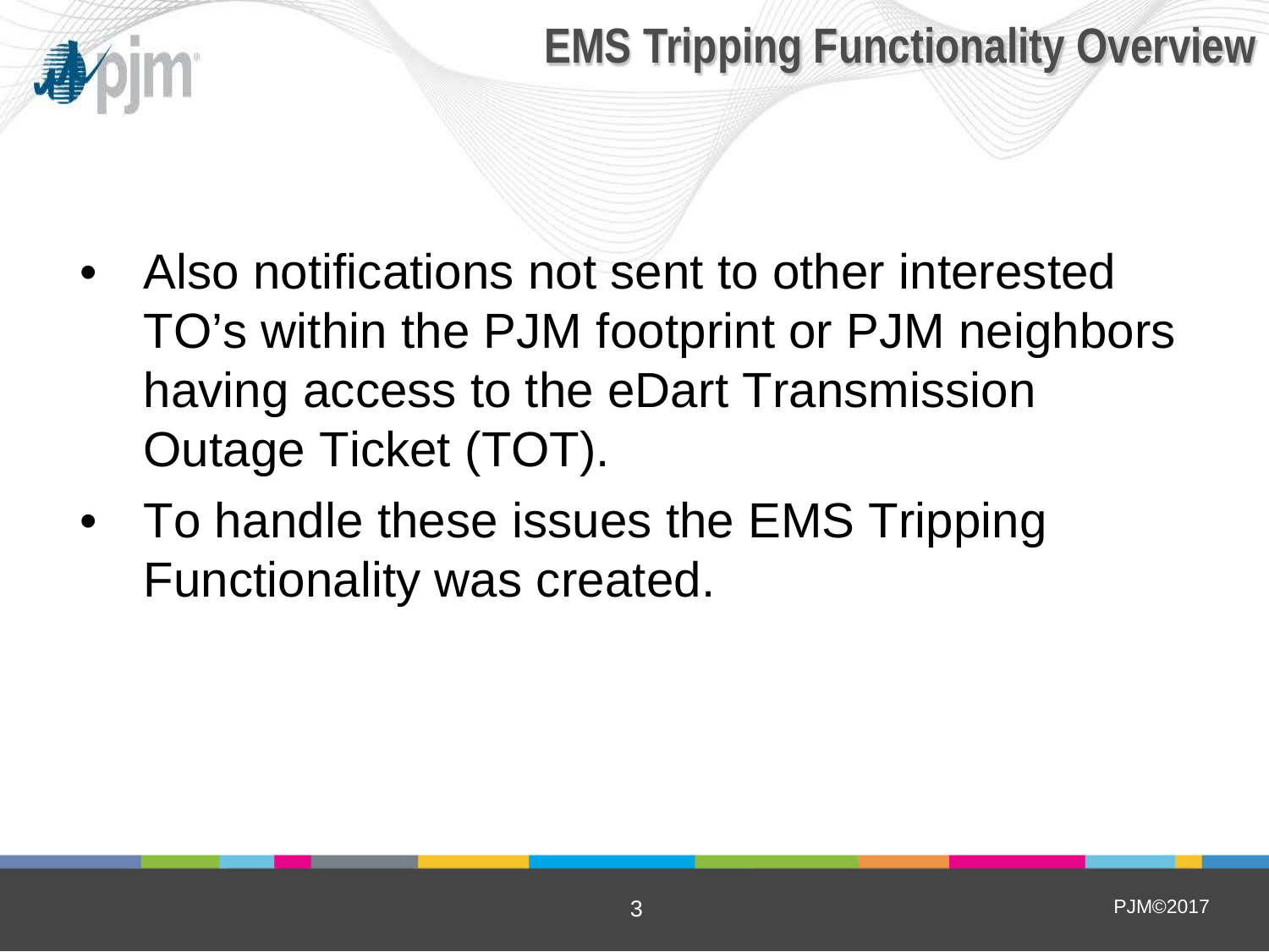# EMS Tripping Functionality Overview

- Also notifications not sent to other interested TO's within the PJM footprint or PJM neighbors having access to the eDart Transmission Outage Ticket (TOT).
- To handle these issues the EMS Tripping Functionality was created.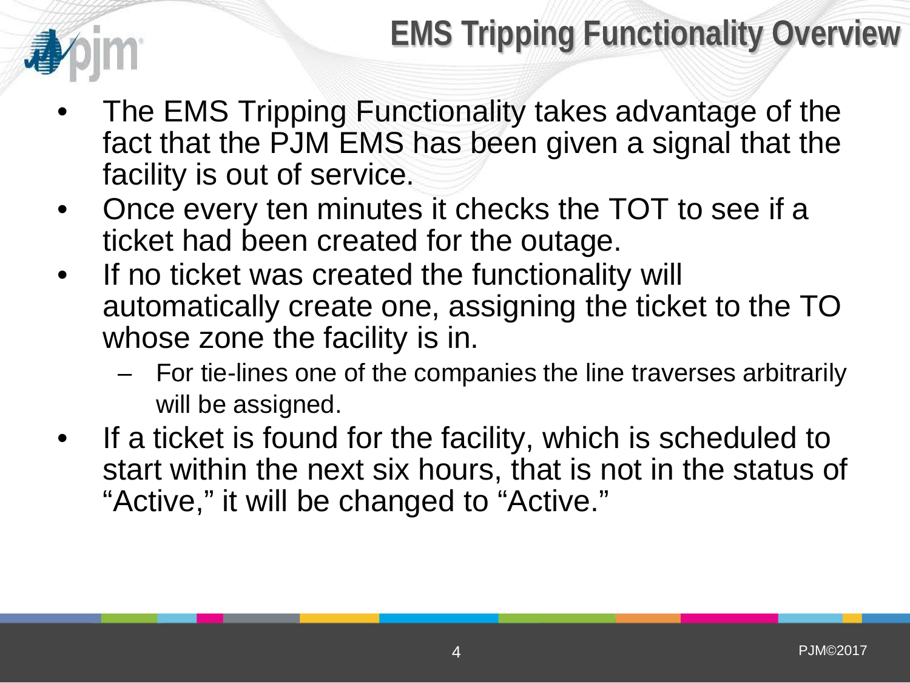# EMS Tripping Functionality Overview

- The EMS Tripping Functionality takes advantage of the fact that the PJM EMS has been given a signal that the facility is out of service.
- Once every ten minutes it checks the TOT to see if a ticket had been created for the outage.
- If no ticket was created the functionality will automatically create one, assigning the ticket to the TO whose zone the facility is in.
  - For tie-lines one of the companies the line traverses arbitrarily will be assigned.
- If a ticket is found for the facility, which is scheduled to start within the next six hours, that is not in the status of "Active," it will be changed to "Active."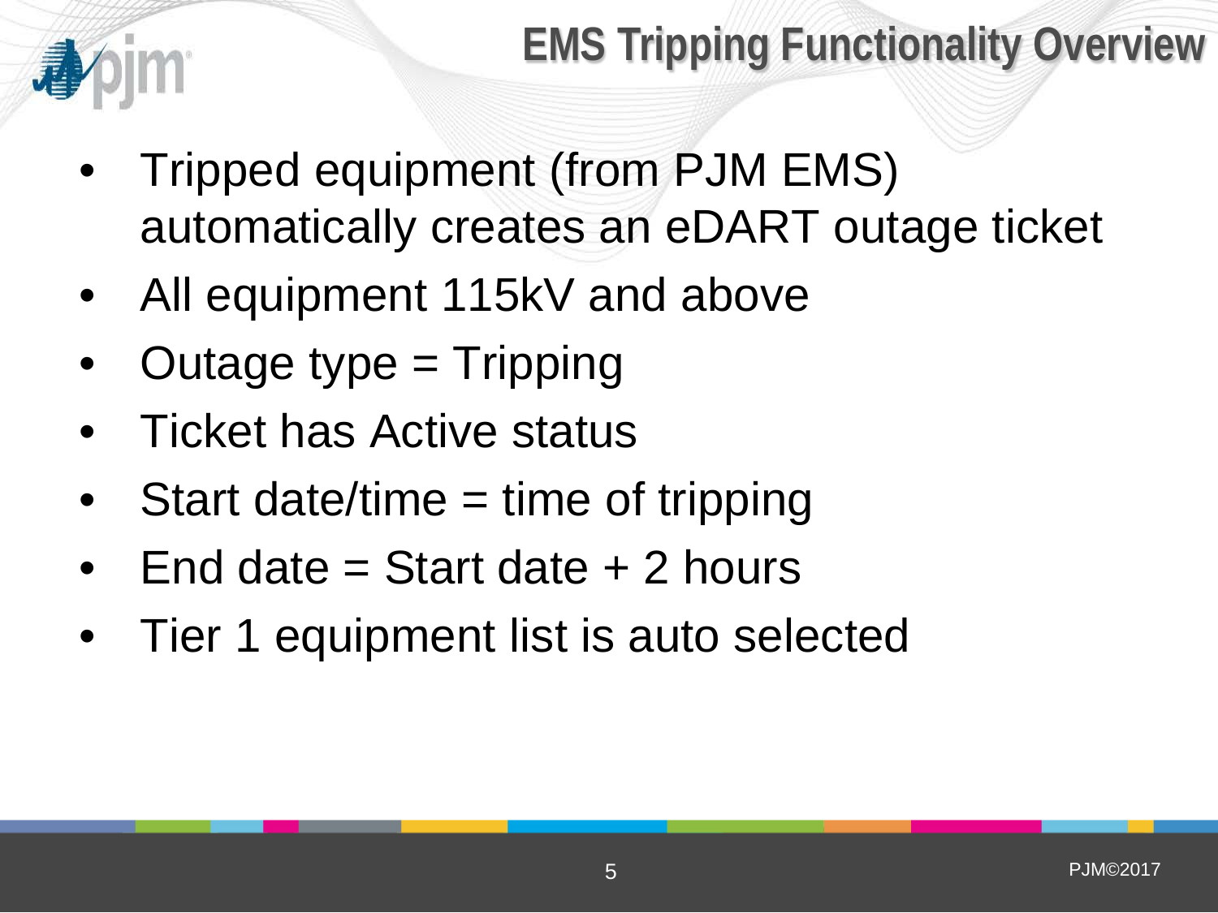# EMS Tripping Functionality Overview

- Tripped equipment (from PJM EMS) automatically creates an eDART outage ticket
- All equipment 115kV and above
- Outage type = Tripping
- Ticket has Active status
- Start date/time = time of tripping
- End date = Start date + 2 hours
- Tier 1 equipment list is auto selected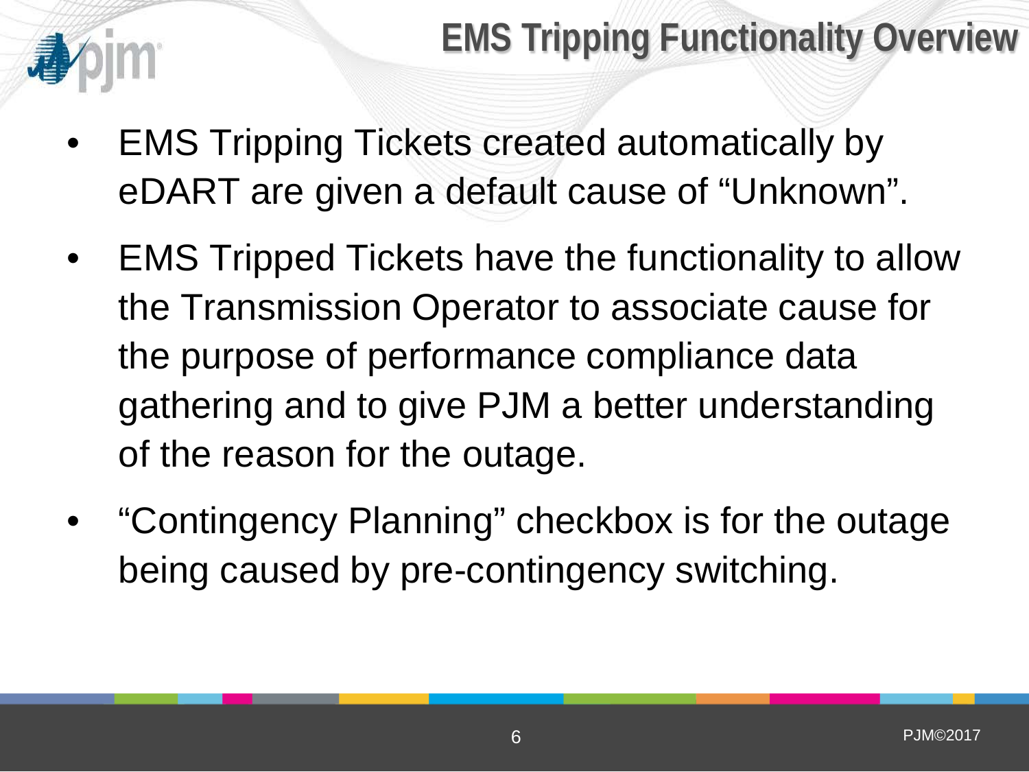# EMS Tripping Functionality Overview

- EMS Tripping Tickets created automatically by eDART are given a default cause of "Unknown".
- EMS Tripped Tickets have the functionality to allow the Transmission Operator to associate cause for the purpose of performance compliance data gathering and to give PJM a better understanding of the reason for the outage.
- "Contingency Planning" checkbox is for the outage being caused by pre-contingency switching.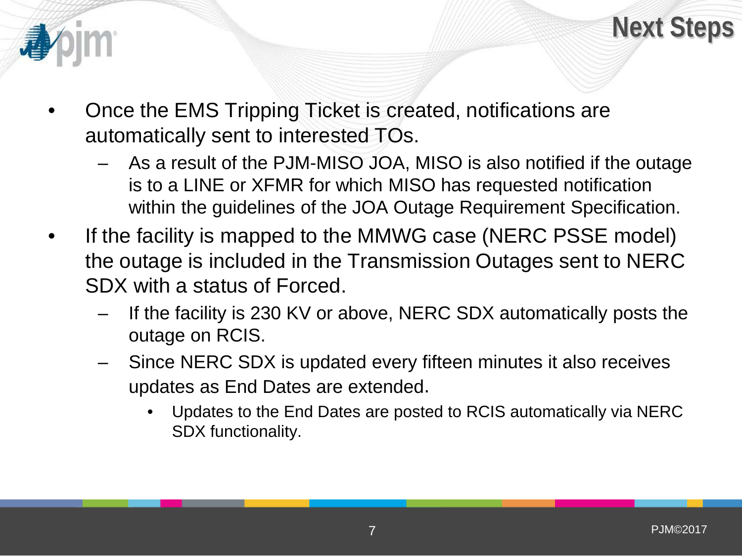# Next Steps

- Once the EMS Tripping Ticket is created, notifications are automatically sent to interested TOs.
  - As a result of the PJM-MISO JOA, MISO is also notified if the outage is to a LINE or XFMR for which MISO has requested notification within the guidelines of the JOA Outage Requirement Specification.
- If the facility is mapped to the MMWG case (NERC PSSE model) the outage is included in the Transmission Outages sent to NERC SDX with a status of Forced.
  - If the facility is 230 KV or above, NERC SDX automatically posts the outage on RCIS.
  - Since NERC SDX is updated every fifteen minutes it also receives updates as End Dates are extended.
    - Updates to the End Dates are posted to RCIS automatically via NERC SDX functionality.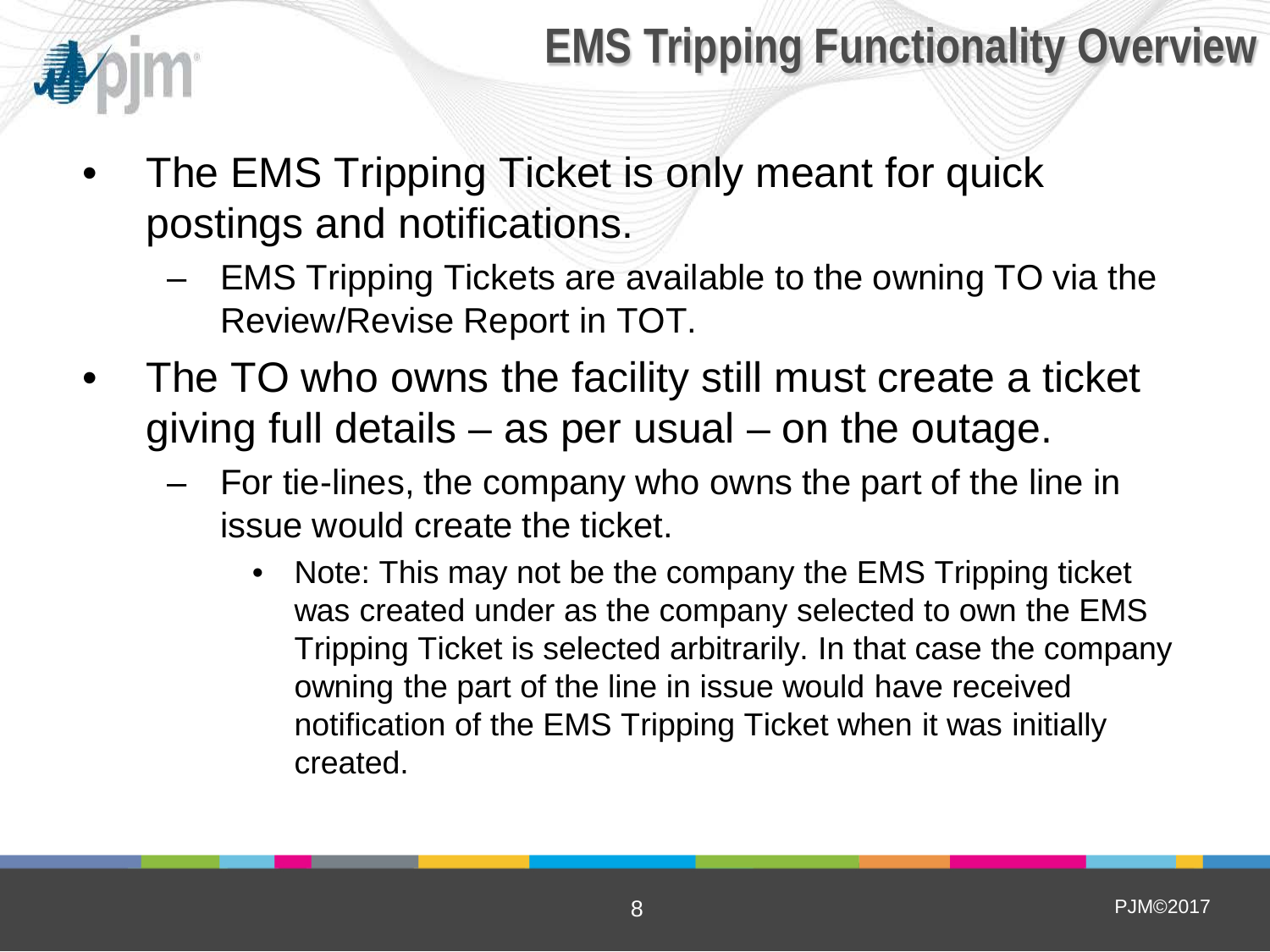# EMS Tripping Functionality Overview

- The EMS Tripping Ticket is only meant for quick postings and notifications.
  - EMS Tripping Tickets are available to the owning TO via the Review/Revise Report in TOT.
- The TO who owns the facility still must create a ticket giving full details – as per usual – on the outage.
  - For tie-lines, the company who owns the part of the line in issue would create the ticket.
    - Note: This may not be the company the EMS Tripping ticket was created under as the company selected to own the EMS Tripping Ticket is selected arbitrarily. In that case the company owning the part of the line in issue would have received notification of the EMS Tripping Ticket when it was initially created.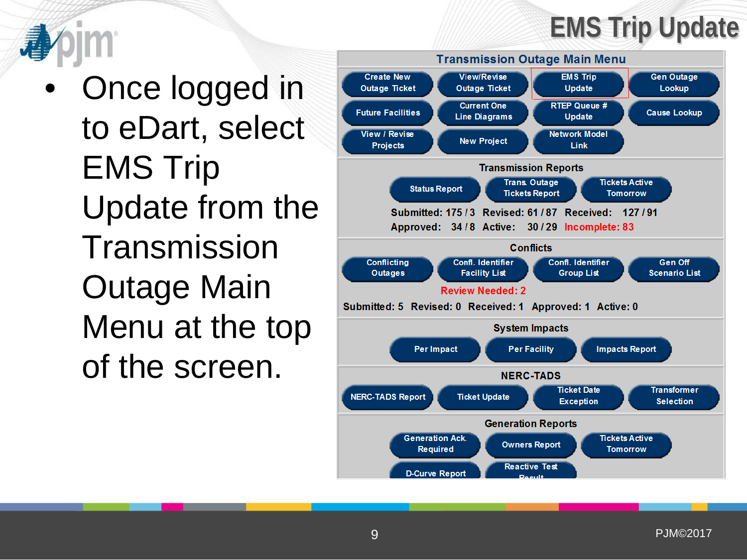# EMS Trip Update

- Once logged in to eDart, select EMS Trip Update from the Transmission Outage Main Menu at the top of the screen.

**Transmission Outage Main Menu**

Create New Outage Ticket | View/Revise Outage Ticket | EMS Trip Update | Gen Outage Lookup

Future Facilities | Current One Line Diagrams | RTEP Queue # Update | Cause Lookup

View / Revise Projects | New Project | Network Model Link

**Transmission Reports**

Status Report | Trans. Outage Tickets Report | Tickets Active Tomorrow

Submitted: 175 / 3 Revised: 61 / 87 Received: 127 / 91
Approved: 34 / 8 Active: 30 / 29 Incomplete: 83

**Conflicts**

Conflicting Outages | Confl. Identifier Facility List | Confl. Identifier Group List | Gen Off Scenario List

Review Needed: 2

Submitted: 5 Revised: 0 Received: 1 Approved: 1 Active: 0

**System Impacts**

Per Impact | Per Facility | Impacts Report

**NERC-TADS**

NERC-TADS Report | Ticket Update | Ticket Date Exception | Transformer Selection

**Generation Reports**

Generation Ack. Required | Owners Report | Tickets Active Tomorrow

D-Curve Report | Reactive Test Result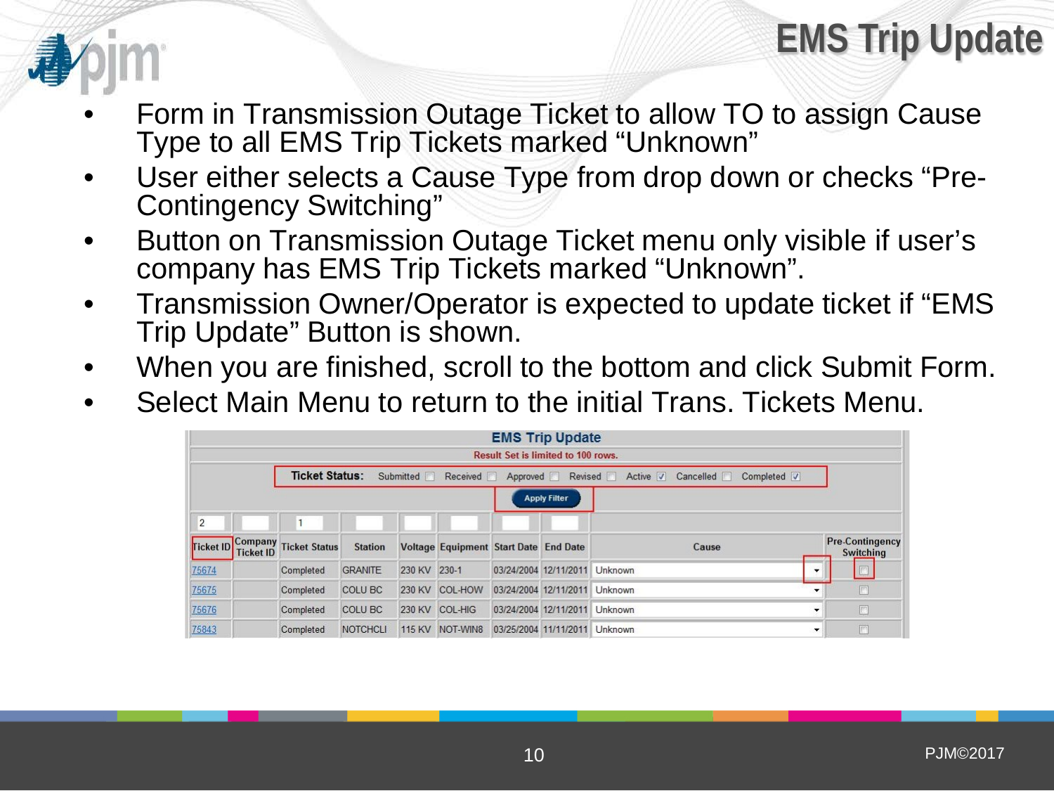# EMS Trip Update

- Form in Transmission Outage Ticket to allow TO to assign Cause Type to all EMS Trip Tickets marked “Unknown”
- User either selects a Cause Type from drop down or checks “Pre-Contingency Switching”
- Button on Transmission Outage Ticket menu only visible if user’s company has EMS Trip Tickets marked “Unknown”.
- Transmission Owner/Operator is expected to update ticket if “EMS Trip Update” Button is shown.
- When you are finished, scroll to the bottom and click Submit Form.
- Select Main Menu to return to the initial Trans. Tickets Menu.

**EMS Trip Update**

Result Set is limited to 100 rows.

**Ticket Status:** Submitted ☐ Received ☐ Approved ☐ Revised ☐ Active ☑ Cancelled ☐ Completed ☑

Apply Filter

| Ticket ID | Company Ticket ID | Ticket Status | Station | Voltage | Equipment | Start Date | End Date | Cause | Pre-Contingency Switching |
|---|---|---|---|---|---|---|---|---|---|
| 2 | | 1 | | | | | | | |
| 75674 | | Completed | GRANITE | 230 KV | 230-1 | 03/24/2004 | 12/11/2011 | Unknown | ☐ |
| 75675 | | Completed | COLU BC | 230 KV | COL-HOW | 03/24/2004 | 12/11/2011 | Unknown | ☐ |
| 75676 | | Completed | COLU BC | 230 KV | COL-HIG | 03/24/2004 | 12/11/2011 | Unknown | ☐ |
| 75843 | | Completed | NOTCHCLI | 115 KV | NOT-WIN8 | 03/25/2004 | 11/11/2011 | Unknown | ☐ |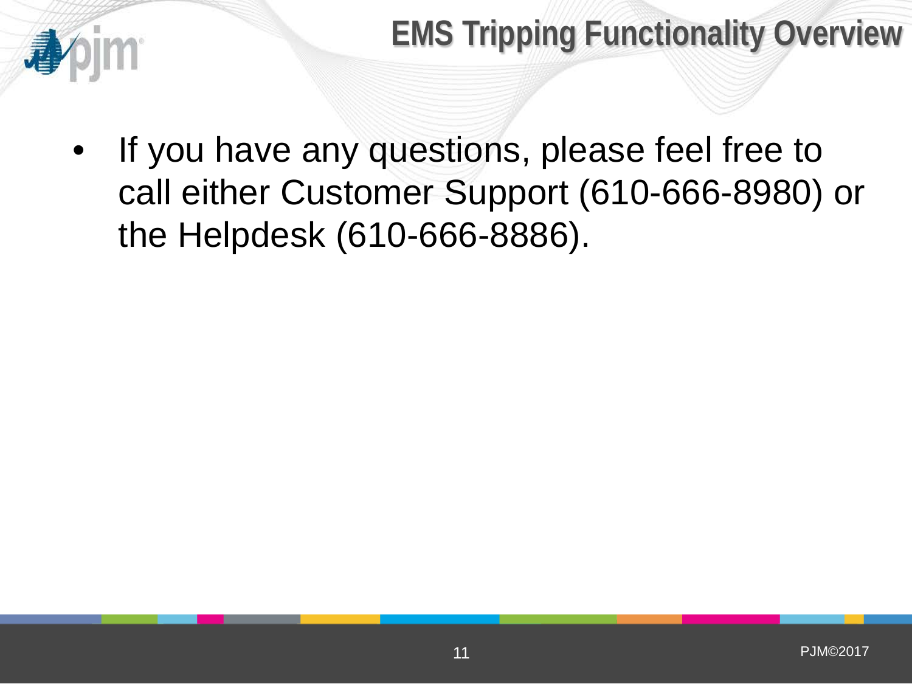# EMS Tripping Functionality Overview

- If you have any questions, please feel free to call either Customer Support (610-666-8980) or the Helpdesk (610-666-8886).